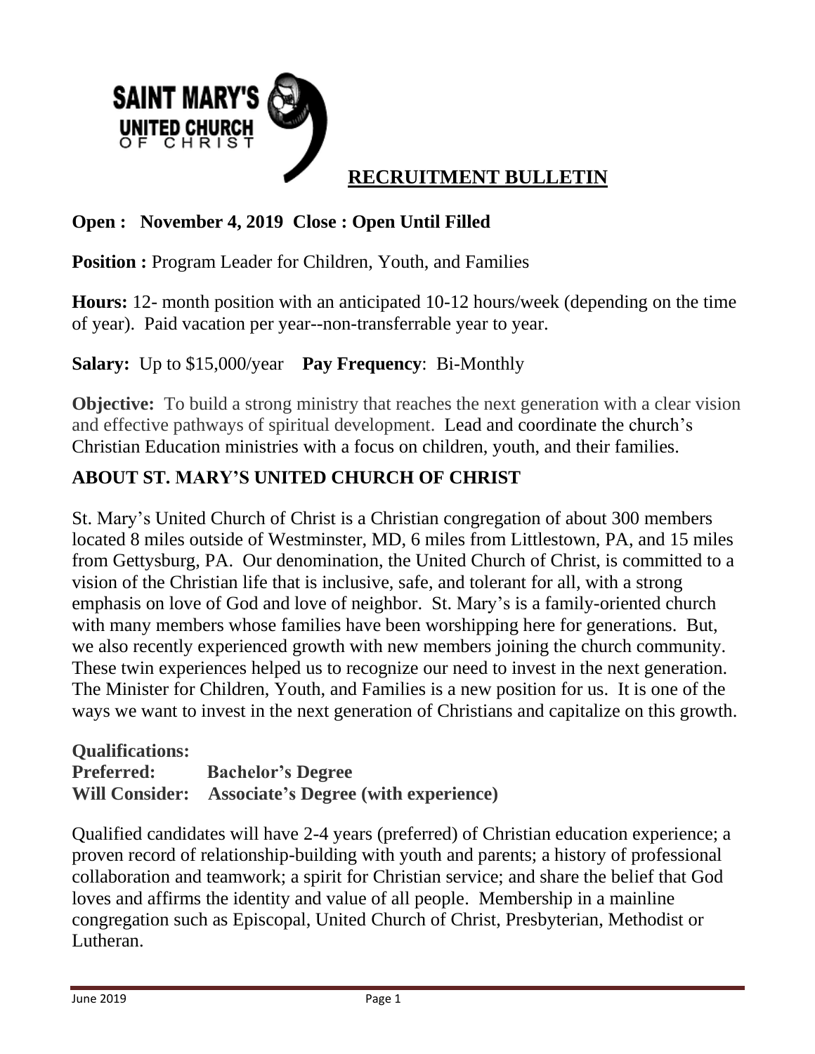**SAINT MARY'S UNITED CHURCH OF CHRIST**

# RECRUITMENT BULLETIN

**Open : November 4, 2019 Close : Open Until Filled**

**Position :** Program Leader for Children, Youth, and Families

**Hours:** 12- month position with an anticipated 10-12 hours/week (depending on the time of year). Paid vacation per year--non-transferrable year to year.

**Salary:** Up to $15,000/year **Pay Frequency**: Bi-Monthly

**Objective:** To build a strong ministry that reaches the next generation with a clear vision and effective pathways of spiritual development. Lead and coordinate the church's Christian Education ministries with a focus on children, youth, and their families.

## ABOUT ST. MARY'S UNITED CHURCH OF CHRIST

St. Mary's United Church of Christ is a Christian congregation of about 300 members located 8 miles outside of Westminster, MD, 6 miles from Littlestown, PA, and 15 miles from Gettysburg, PA. Our denomination, the United Church of Christ, is committed to a vision of the Christian life that is inclusive, safe, and tolerant for all, with a strong emphasis on love of God and love of neighbor. St. Mary's is a family-oriented church with many members whose families have been worshipping here for generations. But, we also recently experienced growth with new members joining the church community. These twin experiences helped us to recognize our need to invest in the next generation. The Minister for Children, Youth, and Families is a new position for us. It is one of the ways we want to invest in the next generation of Christians and capitalize on this growth.

**Qualifications:**
**Preferred:** **Bachelor's Degree**
**Will Consider:** **Associate's Degree (with experience)**

Qualified candidates will have 2-4 years (preferred) of Christian education experience; a proven record of relationship-building with youth and parents; a history of professional collaboration and teamwork; a spirit for Christian service; and share the belief that God loves and affirms the identity and value of all people. Membership in a mainline congregation such as Episcopal, United Church of Christ, Presbyterian, Methodist or Lutheran.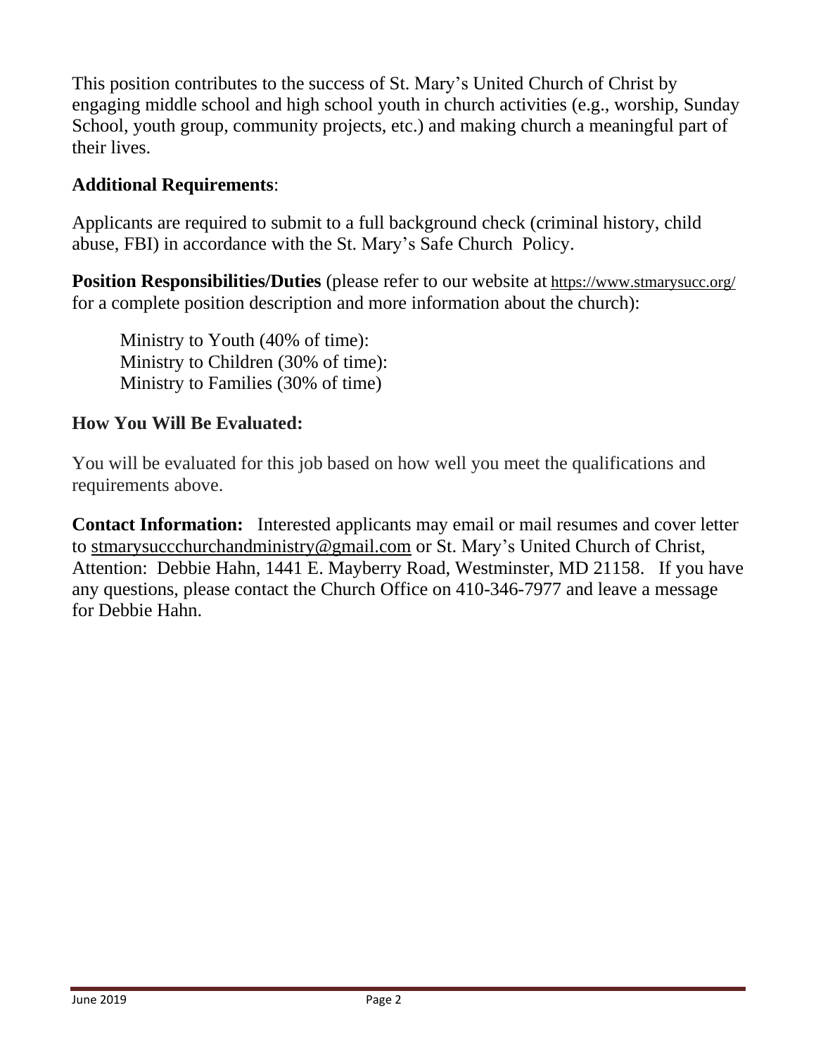This position contributes to the success of St. Mary's United Church of Christ by engaging middle school and high school youth in church activities (e.g., worship, Sunday School, youth group, community projects, etc.) and making church a meaningful part of their lives.

**Additional Requirements**:

Applicants are required to submit to a full background check (criminal history, child abuse, FBI) in accordance with the St. Mary's Safe Church Policy.

**Position Responsibilities/Duties** (please refer to our website at https://www.stmarysucc.org/ for a complete position description and more information about the church):

Ministry to Youth (40% of time):
Ministry to Children (30% of time):
Ministry to Families (30% of time)

**How You Will Be Evaluated:**

You will be evaluated for this job based on how well you meet the qualifications and requirements above.

**Contact Information:** Interested applicants may email or mail resumes and cover letter to stmarysuccchurchandministry@gmail.com or St. Mary's United Church of Christ, Attention: Debbie Hahn, 1441 E. Mayberry Road, Westminster, MD 21158. If you have any questions, please contact the Church Office on 410-346-7977 and leave a message for Debbie Hahn.